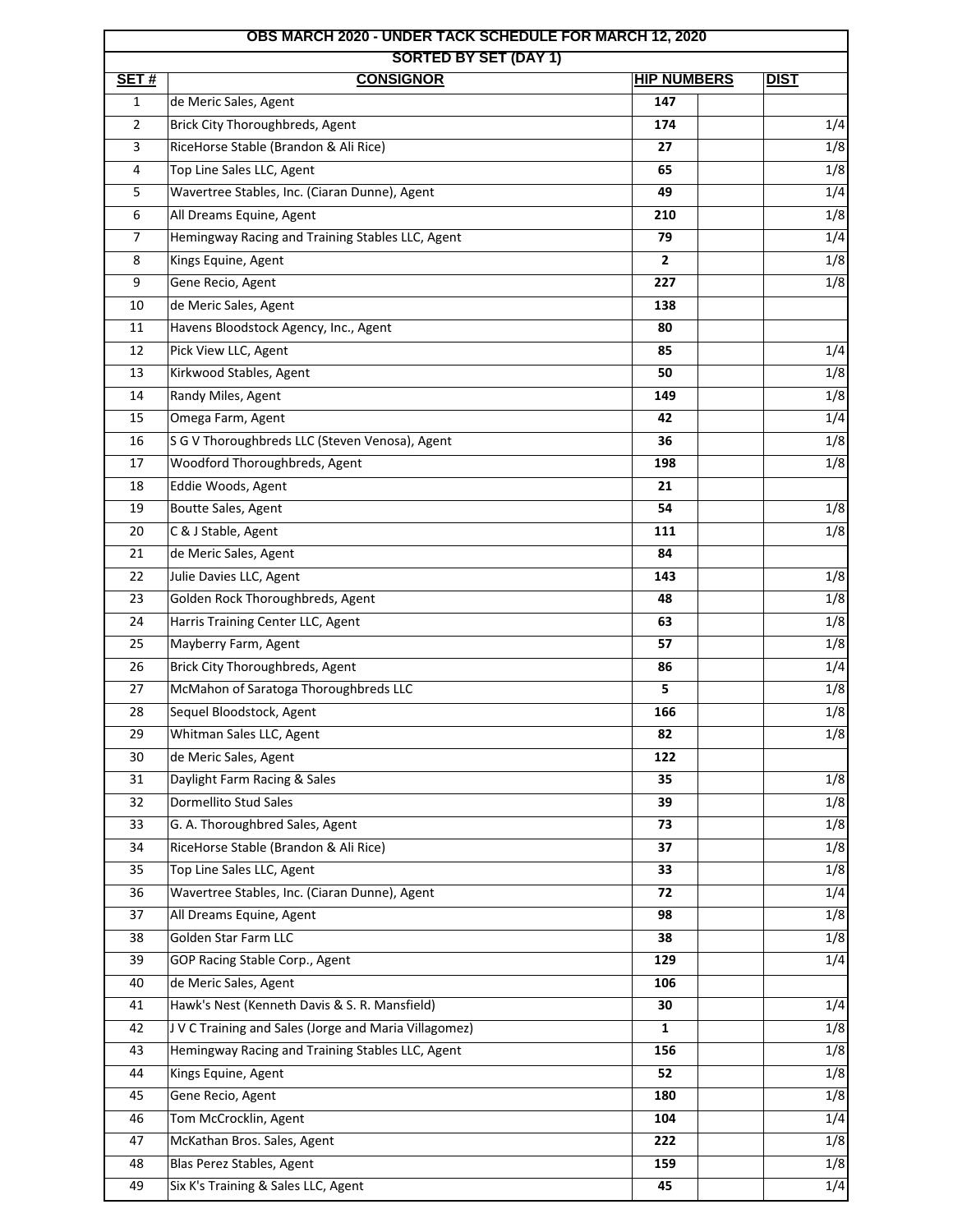# OBS MARCH 2020 - UNDER TACK SCHEDULE FOR MARCH 12, 2020

## SORTED BY SET (DAY 1)

| SET # | CONSIGNOR | HIP NUMBERS | | DIST |
|---|---|---|---|---|
| 1 | de Meric Sales, Agent | 147 | | |
| 2 | Brick City Thoroughbreds, Agent | 174 | | 1/4 |
| 3 | RiceHorse Stable (Brandon & Ali Rice) | 27 | | 1/8 |
| 4 | Top Line Sales LLC, Agent | 65 | | 1/8 |
| 5 | Wavertree Stables, Inc. (Ciaran Dunne), Agent | 49 | | 1/4 |
| 6 | All Dreams Equine, Agent | 210 | | 1/8 |
| 7 | Hemingway Racing and Training Stables LLC, Agent | 79 | | 1/4 |
| 8 | Kings Equine, Agent | 2 | | 1/8 |
| 9 | Gene Recio, Agent | 227 | | 1/8 |
| 10 | de Meric Sales, Agent | 138 | | |
| 11 | Havens Bloodstock Agency, Inc., Agent | 80 | | |
| 12 | Pick View LLC, Agent | 85 | | 1/4 |
| 13 | Kirkwood Stables, Agent | 50 | | 1/8 |
| 14 | Randy Miles, Agent | 149 | | 1/8 |
| 15 | Omega Farm, Agent | 42 | | 1/4 |
| 16 | S G V Thoroughbreds LLC (Steven Venosa), Agent | 36 | | 1/8 |
| 17 | Woodford Thoroughbreds, Agent | 198 | | 1/8 |
| 18 | Eddie Woods, Agent | 21 | | |
| 19 | Boutte Sales, Agent | 54 | | 1/8 |
| 20 | C & J Stable, Agent | 111 | | 1/8 |
| 21 | de Meric Sales, Agent | 84 | | |
| 22 | Julie Davies LLC, Agent | 143 | | 1/8 |
| 23 | Golden Rock Thoroughbreds, Agent | 48 | | 1/8 |
| 24 | Harris Training Center LLC, Agent | 63 | | 1/8 |
| 25 | Mayberry Farm, Agent | 57 | | 1/8 |
| 26 | Brick City Thoroughbreds, Agent | 86 | | 1/4 |
| 27 | McMahon of Saratoga Thoroughbreds LLC | 5 | | 1/8 |
| 28 | Sequel Bloodstock, Agent | 166 | | 1/8 |
| 29 | Whitman Sales LLC, Agent | 82 | | 1/8 |
| 30 | de Meric Sales, Agent | 122 | | |
| 31 | Daylight Farm Racing & Sales | 35 | | 1/8 |
| 32 | Dormellito Stud Sales | 39 | | 1/8 |
| 33 | G. A. Thoroughbred Sales, Agent | 73 | | 1/8 |
| 34 | RiceHorse Stable (Brandon & Ali Rice) | 37 | | 1/8 |
| 35 | Top Line Sales LLC, Agent | 33 | | 1/8 |
| 36 | Wavertree Stables, Inc. (Ciaran Dunne), Agent | 72 | | 1/4 |
| 37 | All Dreams Equine, Agent | 98 | | 1/8 |
| 38 | Golden Star Farm LLC | 38 | | 1/8 |
| 39 | GOP Racing Stable Corp., Agent | 129 | | 1/4 |
| 40 | de Meric Sales, Agent | 106 | | |
| 41 | Hawk's Nest (Kenneth Davis & S. R. Mansfield) | 30 | | 1/4 |
| 42 | J V C Training and Sales (Jorge and Maria Villagomez) | 1 | | 1/8 |
| 43 | Hemingway Racing and Training Stables LLC, Agent | 156 | | 1/8 |
| 44 | Kings Equine, Agent | 52 | | 1/8 |
| 45 | Gene Recio, Agent | 180 | | 1/8 |
| 46 | Tom McCrocklin, Agent | 104 | | 1/4 |
| 47 | McKathan Bros. Sales, Agent | 222 | | 1/8 |
| 48 | Blas Perez Stables, Agent | 159 | | 1/8 |
| 49 | Six K's Training & Sales LLC, Agent | 45 | | 1/4 |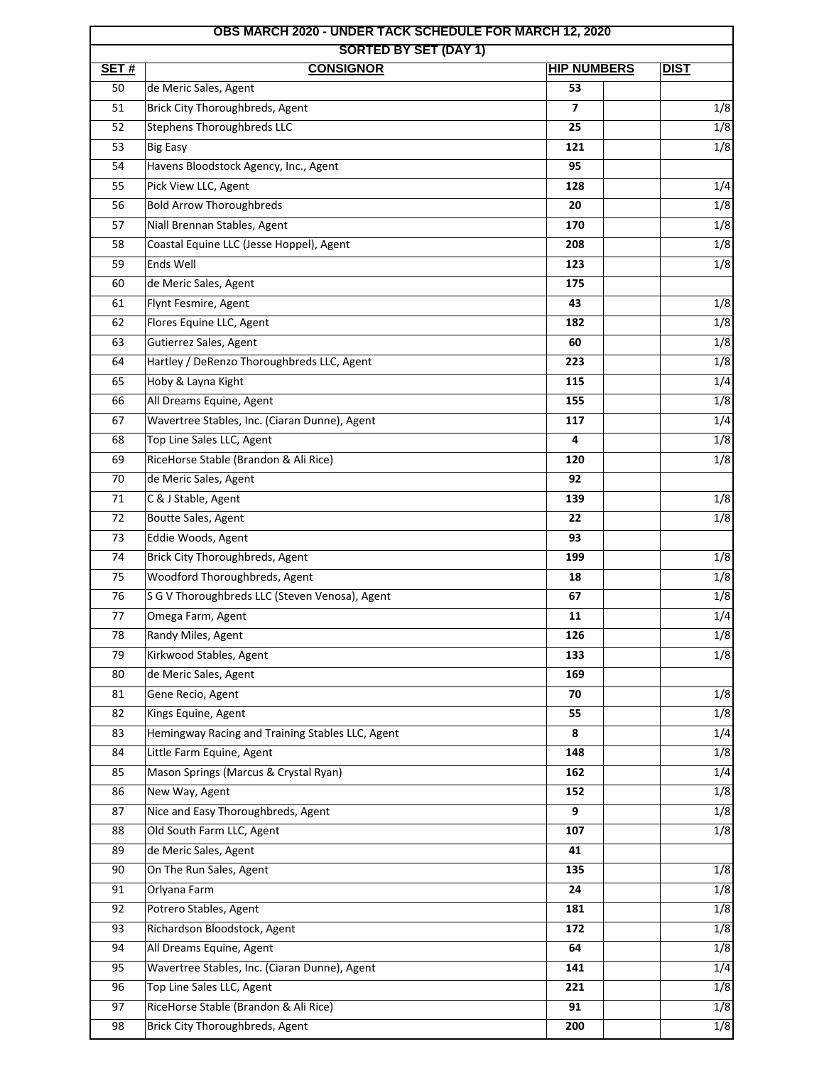| OBS MARCH 2020 - UNDER TACK SCHEDULE FOR MARCH 12, 2020 | | | | |
|---|---|---|---|---|
| SORTED BY SET (DAY 1) | | | | |
| **SET #** | **CONSIGNOR** | **HIP NUMBERS** | | **DIST** |
| 50 | de Meric Sales, Agent | **53** | | |
| 51 | Brick City Thoroughbreds, Agent | **7** | | 1/8 |
| 52 | Stephens Thoroughbreds LLC | **25** | | 1/8 |
| 53 | Big Easy | **121** | | 1/8 |
| 54 | Havens Bloodstock Agency, Inc., Agent | **95** | | |
| 55 | Pick View LLC, Agent | **128** | | 1/4 |
| 56 | Bold Arrow Thoroughbreds | **20** | | 1/8 |
| 57 | Niall Brennan Stables, Agent | **170** | | 1/8 |
| 58 | Coastal Equine LLC (Jesse Hoppel), Agent | **208** | | 1/8 |
| 59 | Ends Well | **123** | | 1/8 |
| 60 | de Meric Sales, Agent | **175** | | |
| 61 | Flynt Fesmire, Agent | **43** | | 1/8 |
| 62 | Flores Equine LLC, Agent | **182** | | 1/8 |
| 63 | Gutierrez Sales, Agent | **60** | | 1/8 |
| 64 | Hartley / DeRenzo Thoroughbreds LLC, Agent | **223** | | 1/8 |
| 65 | Hoby & Layna Kight | **115** | | 1/4 |
| 66 | All Dreams Equine, Agent | **155** | | 1/8 |
| 67 | Wavertree Stables, Inc. (Ciaran Dunne), Agent | **117** | | 1/4 |
| 68 | Top Line Sales LLC, Agent | **4** | | 1/8 |
| 69 | RiceHorse Stable (Brandon & Ali Rice) | **120** | | 1/8 |
| 70 | de Meric Sales, Agent | **92** | | |
| 71 | C & J Stable, Agent | **139** | | 1/8 |
| 72 | Boutte Sales, Agent | **22** | | 1/8 |
| 73 | Eddie Woods, Agent | **93** | | |
| 74 | Brick City Thoroughbreds, Agent | **199** | | 1/8 |
| 75 | Woodford Thoroughbreds, Agent | **18** | | 1/8 |
| 76 | S G V Thoroughbreds LLC (Steven Venosa), Agent | **67** | | 1/8 |
| 77 | Omega Farm, Agent | **11** | | 1/4 |
| 78 | Randy Miles, Agent | **126** | | 1/8 |
| 79 | Kirkwood Stables, Agent | **133** | | 1/8 |
| 80 | de Meric Sales, Agent | **169** | | |
| 81 | Gene Recio, Agent | **70** | | 1/8 |
| 82 | Kings Equine, Agent | **55** | | 1/8 |
| 83 | Hemingway Racing and Training Stables LLC, Agent | **8** | | 1/4 |
| 84 | Little Farm Equine, Agent | **148** | | 1/8 |
| 85 | Mason Springs (Marcus & Crystal Ryan) | **162** | | 1/4 |
| 86 | New Way, Agent | **152** | | 1/8 |
| 87 | Nice and Easy Thoroughbreds, Agent | **9** | | 1/8 |
| 88 | Old South Farm LLC, Agent | **107** | | 1/8 |
| 89 | de Meric Sales, Agent | **41** | | |
| 90 | On The Run Sales, Agent | **135** | | 1/8 |
| 91 | Orlyana Farm | **24** | | 1/8 |
| 92 | Potrero Stables, Agent | **181** | | 1/8 |
| 93 | Richardson Bloodstock, Agent | **172** | | 1/8 |
| 94 | All Dreams Equine, Agent | **64** | | 1/8 |
| 95 | Wavertree Stables, Inc. (Ciaran Dunne), Agent | **141** | | 1/4 |
| 96 | Top Line Sales LLC, Agent | **221** | | 1/8 |
| 97 | RiceHorse Stable (Brandon & Ali Rice) | **91** | | 1/8 |
| 98 | Brick City Thoroughbreds, Agent | **200** | | 1/8 |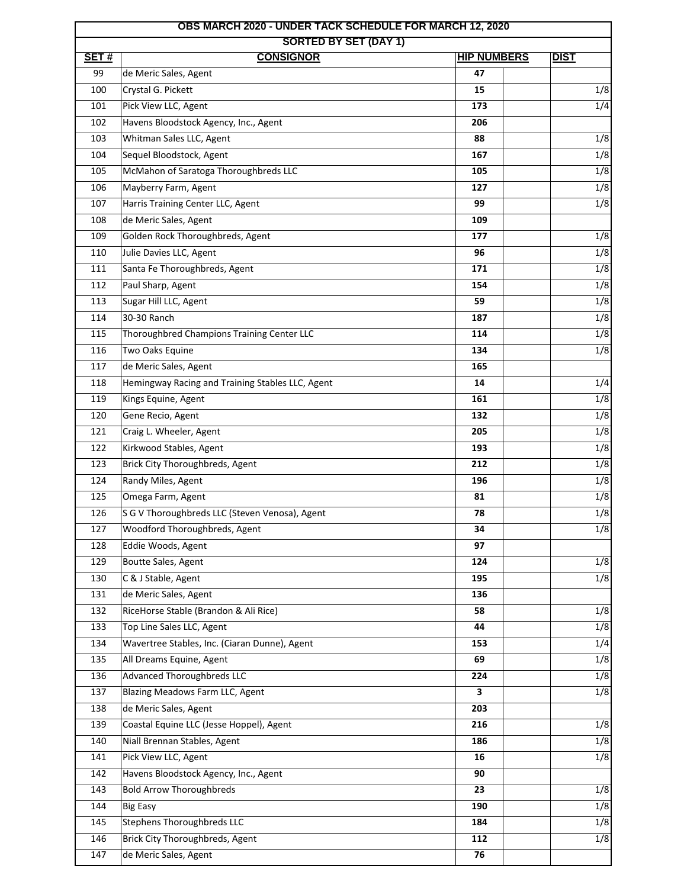| OBS MARCH 2020 - UNDER TACK SCHEDULE FOR MARCH 12, 2020 | | | | |
|---|---|---|---|---|
| SORTED BY SET (DAY 1) | | | | |
| **SET #** | **CONSIGNOR** | **HIP NUMBERS** | | **DIST** |
| 99 | de Meric Sales, Agent | **47** | | |
| 100 | Crystal G. Pickett | **15** | | 1/8 |
| 101 | Pick View LLC, Agent | **173** | | 1/4 |
| 102 | Havens Bloodstock Agency, Inc., Agent | **206** | | |
| 103 | Whitman Sales LLC, Agent | **88** | | 1/8 |
| 104 | Sequel Bloodstock, Agent | **167** | | 1/8 |
| 105 | McMahon of Saratoga Thoroughbreds LLC | **105** | | 1/8 |
| 106 | Mayberry Farm, Agent | **127** | | 1/8 |
| 107 | Harris Training Center LLC, Agent | **99** | | 1/8 |
| 108 | de Meric Sales, Agent | **109** | | |
| 109 | Golden Rock Thoroughbreds, Agent | **177** | | 1/8 |
| 110 | Julie Davies LLC, Agent | **96** | | 1/8 |
| 111 | Santa Fe Thoroughbreds, Agent | **171** | | 1/8 |
| 112 | Paul Sharp, Agent | **154** | | 1/8 |
| 113 | Sugar Hill LLC, Agent | **59** | | 1/8 |
| 114 | 30-30 Ranch | **187** | | 1/8 |
| 115 | Thoroughbred Champions Training Center LLC | **114** | | 1/8 |
| 116 | Two Oaks Equine | **134** | | 1/8 |
| 117 | de Meric Sales, Agent | **165** | | |
| 118 | Hemingway Racing and Training Stables LLC, Agent | **14** | | 1/4 |
| 119 | Kings Equine, Agent | **161** | | 1/8 |
| 120 | Gene Recio, Agent | **132** | | 1/8 |
| 121 | Craig L. Wheeler, Agent | **205** | | 1/8 |
| 122 | Kirkwood Stables, Agent | **193** | | 1/8 |
| 123 | Brick City Thoroughbreds, Agent | **212** | | 1/8 |
| 124 | Randy Miles, Agent | **196** | | 1/8 |
| 125 | Omega Farm, Agent | **81** | | 1/8 |
| 126 | S G V Thoroughbreds LLC (Steven Venosa), Agent | **78** | | 1/8 |
| 127 | Woodford Thoroughbreds, Agent | **34** | | 1/8 |
| 128 | Eddie Woods, Agent | **97** | | |
| 129 | Boutte Sales, Agent | **124** | | 1/8 |
| 130 | C & J Stable, Agent | **195** | | 1/8 |
| 131 | de Meric Sales, Agent | **136** | | |
| 132 | RiceHorse Stable (Brandon & Ali Rice) | **58** | | 1/8 |
| 133 | Top Line Sales LLC, Agent | **44** | | 1/8 |
| 134 | Wavertree Stables, Inc. (Ciaran Dunne), Agent | **153** | | 1/4 |
| 135 | All Dreams Equine, Agent | **69** | | 1/8 |
| 136 | Advanced Thoroughbreds LLC | **224** | | 1/8 |
| 137 | Blazing Meadows Farm LLC, Agent | **3** | | 1/8 |
| 138 | de Meric Sales, Agent | **203** | | |
| 139 | Coastal Equine LLC (Jesse Hoppel), Agent | **216** | | 1/8 |
| 140 | Niall Brennan Stables, Agent | **186** | | 1/8 |
| 141 | Pick View LLC, Agent | **16** | | 1/8 |
| 142 | Havens Bloodstock Agency, Inc., Agent | **90** | | |
| 143 | Bold Arrow Thoroughbreds | **23** | | 1/8 |
| 144 | Big Easy | **190** | | 1/8 |
| 145 | Stephens Thoroughbreds LLC | **184** | | 1/8 |
| 146 | Brick City Thoroughbreds, Agent | **112** | | 1/8 |
| 147 | de Meric Sales, Agent | **76** | | |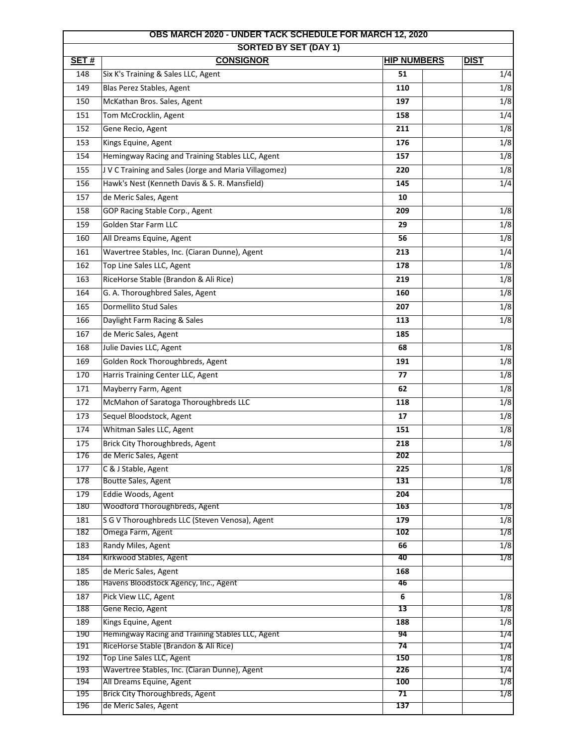| OBS MARCH 2020 - UNDER TACK SCHEDULE FOR MARCH 12, 2020 | | | | |
|---|---|---|---|---|
| SORTED BY SET (DAY 1) | | | | |
| **SET #** | **CONSIGNOR** | **HIP NUMBERS** | | **DIST** |
| 148 | Six K's Training & Sales LLC, Agent | 51 | | 1/4 |
| 149 | Blas Perez Stables, Agent | 110 | | 1/8 |
| 150 | McKathan Bros. Sales, Agent | 197 | | 1/8 |
| 151 | Tom McCrocklin, Agent | 158 | | 1/4 |
| 152 | Gene Recio, Agent | 211 | | 1/8 |
| 153 | Kings Equine, Agent | 176 | | 1/8 |
| 154 | Hemingway Racing and Training Stables LLC, Agent | 157 | | 1/8 |
| 155 | J V C Training and Sales (Jorge and Maria Villagomez) | 220 | | 1/8 |
| 156 | Hawk's Nest (Kenneth Davis & S. R. Mansfield) | 145 | | 1/4 |
| 157 | de Meric Sales, Agent | 10 | | |
| 158 | GOP Racing Stable Corp., Agent | 209 | | 1/8 |
| 159 | Golden Star Farm LLC | 29 | | 1/8 |
| 160 | All Dreams Equine, Agent | 56 | | 1/8 |
| 161 | Wavertree Stables, Inc. (Ciaran Dunne), Agent | 213 | | 1/4 |
| 162 | Top Line Sales LLC, Agent | 178 | | 1/8 |
| 163 | RiceHorse Stable (Brandon & Ali Rice) | 219 | | 1/8 |
| 164 | G. A. Thoroughbred Sales, Agent | 160 | | 1/8 |
| 165 | Dormellito Stud Sales | 207 | | 1/8 |
| 166 | Daylight Farm Racing & Sales | 113 | | 1/8 |
| 167 | de Meric Sales, Agent | 185 | | |
| 168 | Julie Davies LLC, Agent | 68 | | 1/8 |
| 169 | Golden Rock Thoroughbreds, Agent | 191 | | 1/8 |
| 170 | Harris Training Center LLC, Agent | 77 | | 1/8 |
| 171 | Mayberry Farm, Agent | 62 | | 1/8 |
| 172 | McMahon of Saratoga Thoroughbreds LLC | 118 | | 1/8 |
| 173 | Sequel Bloodstock, Agent | 17 | | 1/8 |
| 174 | Whitman Sales LLC, Agent | 151 | | 1/8 |
| 175 | Brick City Thoroughbreds, Agent | 218 | | 1/8 |
| 176 | de Meric Sales, Agent | 202 | | |
| 177 | C & J Stable, Agent | 225 | | 1/8 |
| 178 | Boutte Sales, Agent | 131 | | 1/8 |
| 179 | Eddie Woods, Agent | 204 | | |
| 180 | Woodford Thoroughbreds, Agent | 163 | | 1/8 |
| 181 | S G V Thoroughbreds LLC (Steven Venosa), Agent | 179 | | 1/8 |
| 182 | Omega Farm, Agent | 102 | | 1/8 |
| 183 | Randy Miles, Agent | 66 | | 1/8 |
| 184 | Kirkwood Stables, Agent | 40 | | 1/8 |
| 185 | de Meric Sales, Agent | 168 | | |
| 186 | Havens Bloodstock Agency, Inc., Agent | 46 | | |
| 187 | Pick View LLC, Agent | 6 | | 1/8 |
| 188 | Gene Recio, Agent | 13 | | 1/8 |
| 189 | Kings Equine, Agent | 188 | | 1/8 |
| 190 | Hemingway Racing and Training Stables LLC, Agent | 94 | | 1/4 |
| 191 | RiceHorse Stable (Brandon & Ali Rice) | 74 | | 1/4 |
| 192 | Top Line Sales LLC, Agent | 150 | | 1/8 |
| 193 | Wavertree Stables, Inc. (Ciaran Dunne), Agent | 226 | | 1/4 |
| 194 | All Dreams Equine, Agent | 100 | | 1/8 |
| 195 | Brick City Thoroughbreds, Agent | 71 | | 1/8 |
| 196 | de Meric Sales, Agent | 137 | | |